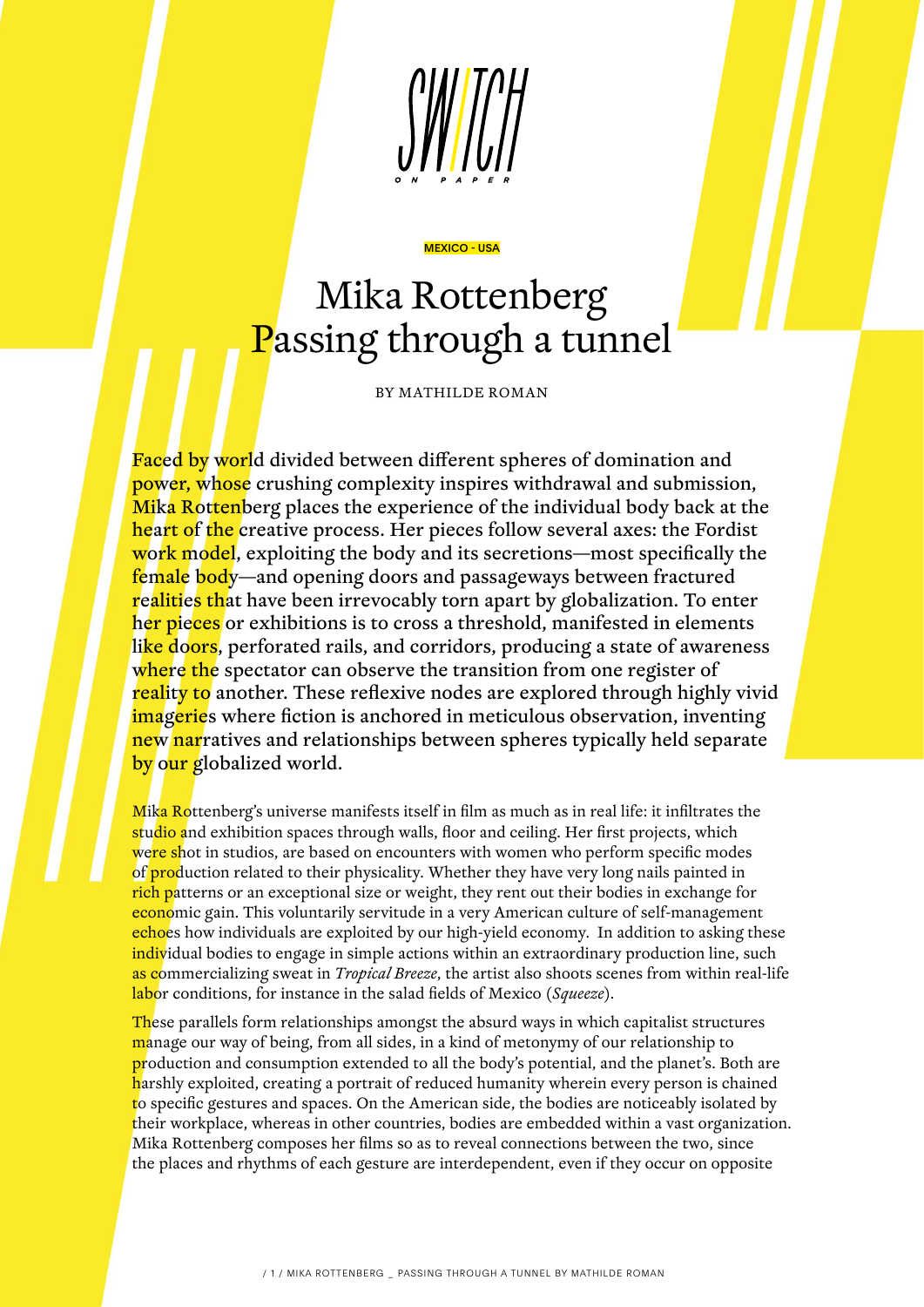MEXICO - USA

# Mika Rottenberg
# Passing through a tunnel

BY MATHILDE ROMAN

**Faced by world divided between different spheres of domination and power, whose crushing complexity inspires withdrawal and submission, Mika Rottenberg places the experience of the individual body back at the heart of the creative process. Her pieces follow several axes: the Fordist work model, exploiting the body and its secretions—most specifically the female body—and opening doors and passageways between fractured realities that have been irrevocably torn apart by globalization. To enter her pieces or exhibitions is to cross a threshold, manifested in elements like doors, perforated rails, and corridors, producing a state of awareness where the spectator can observe the transition from one register of reality to another. These reflexive nodes are explored through highly vivid imageries where fiction is anchored in meticulous observation, inventing new narratives and relationships between spheres typically held separate by our globalized world.**

Mika Rottenberg's universe manifests itself in film as much as in real life: it infiltrates the studio and exhibition spaces through walls, floor and ceiling. Her first projects, which were shot in studios, are based on encounters with women who perform specific modes of production related to their physicality. Whether they have very long nails painted in rich patterns or an exceptional size or weight, they rent out their bodies in exchange for economic gain. This voluntarily servitude in a very American culture of self-management echoes how individuals are exploited by our high-yield economy. In addition to asking these individual bodies to engage in simple actions within an extraordinary production line, such as commercializing sweat in *Tropical Breeze*, the artist also shoots scenes from within real-life labor conditions, for instance in the salad fields of Mexico (*Squeeze*).

These parallels form relationships amongst the absurd ways in which capitalist structures manage our way of being, from all sides, in a kind of metonymy of our relationship to production and consumption extended to all the body's potential, and the planet's. Both are harshly exploited, creating a portrait of reduced humanity wherein every person is chained to specific gestures and spaces. On the American side, the bodies are noticeably isolated by their workplace, whereas in other countries, bodies are embedded within a vast organization. Mika Rottenberg composes her films so as to reveal connections between the two, since the places and rhythms of each gesture are interdependent, even if they occur on opposite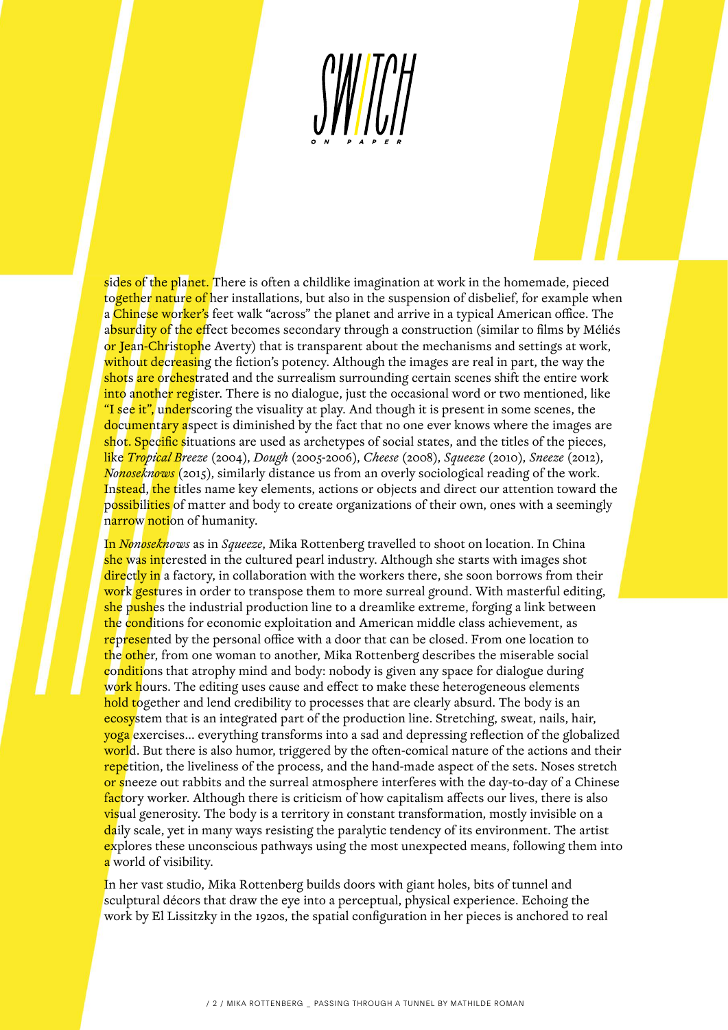sides of the planet. There is often a childlike imagination at work in the homemade, pieced together nature of her installations, but also in the suspension of disbelief, for example when a Chinese worker's feet walk "across" the planet and arrive in a typical American office. The absurdity of the effect becomes secondary through a construction (similar to films by Méliés or Jean-Christophe Averty) that is transparent about the mechanisms and settings at work, without decreasing the fiction's potency. Although the images are real in part, the way the shots are orchestrated and the surrealism surrounding certain scenes shift the entire work into another register. There is no dialogue, just the occasional word or two mentioned, like "I see it", underscoring the visuality at play. And though it is present in some scenes, the documentary aspect is diminished by the fact that no one ever knows where the images are shot. Specific situations are used as archetypes of social states, and the titles of the pieces, like *Tropical Breeze* (2004), *Dough* (2005-2006), *Cheese* (2008), *Squeeze* (2010), *Sneeze* (2012), *Nonoseknows* (2015), similarly distance us from an overly sociological reading of the work. Instead, the titles name key elements, actions or objects and direct our attention toward the possibilities of matter and body to create organizations of their own, ones with a seemingly narrow notion of humanity.

In *Nonoseknows* as in *Squeeze*, Mika Rottenberg travelled to shoot on location. In China she was interested in the cultured pearl industry. Although she starts with images shot directly in a factory, in collaboration with the workers there, she soon borrows from their work gestures in order to transpose them to more surreal ground. With masterful editing, she pushes the industrial production line to a dreamlike extreme, forging a link between the conditions for economic exploitation and American middle class achievement, as represented by the personal office with a door that can be closed. From one location to the other, from one woman to another, Mika Rottenberg describes the miserable social conditions that atrophy mind and body: nobody is given any space for dialogue during work hours. The editing uses cause and effect to make these heterogeneous elements hold together and lend credibility to processes that are clearly absurd. The body is an ecosystem that is an integrated part of the production line. Stretching, sweat, nails, hair, yoga exercises… everything transforms into a sad and depressing reflection of the globalized world. But there is also humor, triggered by the often-comical nature of the actions and their repetition, the liveliness of the process, and the hand-made aspect of the sets. Noses stretch or sneeze out rabbits and the surreal atmosphere interferes with the day-to-day of a Chinese factory worker. Although there is criticism of how capitalism affects our lives, there is also visual generosity. The body is a territory in constant transformation, mostly invisible on a daily scale, yet in many ways resisting the paralytic tendency of its environment. The artist explores these unconscious pathways using the most unexpected means, following them into a world of visibility.

In her vast studio, Mika Rottenberg builds doors with giant holes, bits of tunnel and sculptural décors that draw the eye into a perceptual, physical experience. Echoing the work by El Lissitzky in the 1920s, the spatial configuration in her pieces is anchored to real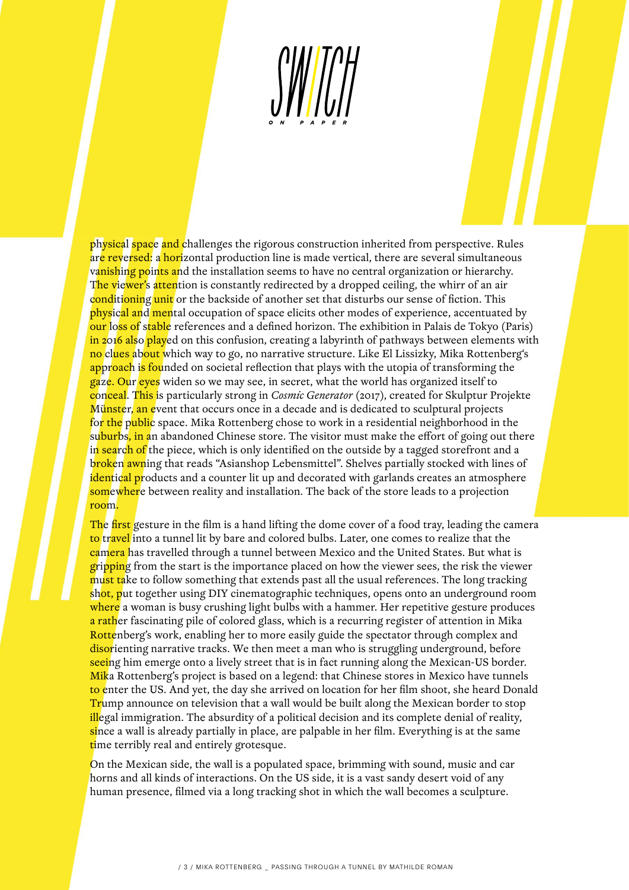physical space and challenges the rigorous construction inherited from perspective. Rules are reversed: a horizontal production line is made vertical, there are several simultaneous vanishing points and the installation seems to have no central organization or hierarchy. The viewer's attention is constantly redirected by a dropped ceiling, the whirr of an air conditioning unit or the backside of another set that disturbs our sense of fiction. This physical and mental occupation of space elicits other modes of experience, accentuated by our loss of stable references and a defined horizon. The exhibition in Palais de Tokyo (Paris) in 2016 also played on this confusion, creating a labyrinth of pathways between elements with no clues about which way to go, no narrative structure. Like El Lissizky, Mika Rottenberg's approach is founded on societal reflection that plays with the utopia of transforming the gaze. Our eyes widen so we may see, in secret, what the world has organized itself to conceal. This is particularly strong in *Cosmic Generator* (2017), created for Skulptur Projekte Münster, an event that occurs once in a decade and is dedicated to sculptural projects for the public space. Mika Rottenberg chose to work in a residential neighborhood in the suburbs, in an abandoned Chinese store. The visitor must make the effort of going out there in search of the piece, which is only identified on the outside by a tagged storefront and a broken awning that reads "Asianshop Lebensmittel". Shelves partially stocked with lines of identical products and a counter lit up and decorated with garlands creates an atmosphere somewhere between reality and installation. The back of the store leads to a projection room.

The first gesture in the film is a hand lifting the dome cover of a food tray, leading the camera to travel into a tunnel lit by bare and colored bulbs. Later, one comes to realize that the camera has travelled through a tunnel between Mexico and the United States. But what is gripping from the start is the importance placed on how the viewer sees, the risk the viewer must take to follow something that extends past all the usual references. The long tracking shot, put together using DIY cinematographic techniques, opens onto an underground room where a woman is busy crushing light bulbs with a hammer. Her repetitive gesture produces a rather fascinating pile of colored glass, which is a recurring register of attention in Mika Rottenberg's work, enabling her to more easily guide the spectator through complex and disorienting narrative tracks. We then meet a man who is struggling underground, before seeing him emerge onto a lively street that is in fact running along the Mexican-US border. Mika Rottenberg's project is based on a legend: that Chinese stores in Mexico have tunnels to enter the US. And yet, the day she arrived on location for her film shoot, she heard Donald Trump announce on television that a wall would be built along the Mexican border to stop illegal immigration. The absurdity of a political decision and its complete denial of reality, since a wall is already partially in place, are palpable in her film. Everything is at the same time terribly real and entirely grotesque.

On the Mexican side, the wall is a populated space, brimming with sound, music and car horns and all kinds of interactions. On the US side, it is a vast sandy desert void of any human presence, filmed via a long tracking shot in which the wall becomes a sculpture.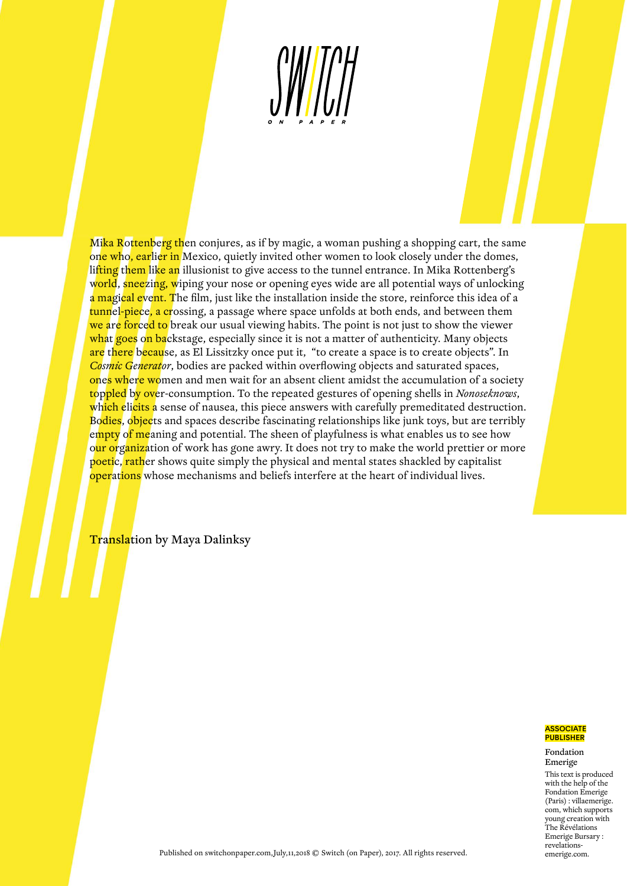Mika Rottenberg then conjures, as if by magic, a woman pushing a shopping cart, the same one who, earlier in Mexico, quietly invited other women to look closely under the domes, lifting them like an illusionist to give access to the tunnel entrance. In Mika Rottenberg's world, sneezing, wiping your nose or opening eyes wide are all potential ways of unlocking a magical event. The film, just like the installation inside the store, reinforce this idea of a tunnel-piece, a crossing, a passage where space unfolds at both ends, and between them we are forced to break our usual viewing habits. The point is not just to show the viewer what goes on backstage, especially since it is not a matter of authenticity. Many objects are there because, as El Lissitzky once put it, "to create a space is to create objects". In *Cosmic Generator*, bodies are packed within overflowing objects and saturated spaces, ones where women and men wait for an absent client amidst the accumulation of a society toppled by over-consumption. To the repeated gestures of opening shells in *Nonoseknows*, which elicits a sense of nausea, this piece answers with carefully premeditated destruction. Bodies, objects and spaces describe fascinating relationships like junk toys, but are terribly empty of meaning and potential. The sheen of playfulness is what enables us to see how our organization of work has gone awry. It does not try to make the world prettier or more poetic, rather shows quite simply the physical and mental states shackled by capitalist operations whose mechanisms and beliefs interfere at the heart of individual lives.

Translation by Maya Dalinksy

**ASSOCIATE PUBLISHER**

Fondation Emerige

This text is produced with the help of the Fondation Emerige (Paris) : villaemerige.com, which supports young creation with The Révélations Emerige Bursary : revelations-emerige.com.

Published on switchonpaper.com,July,11,2018 © Switch (on Paper), 2017. All rights reserved.